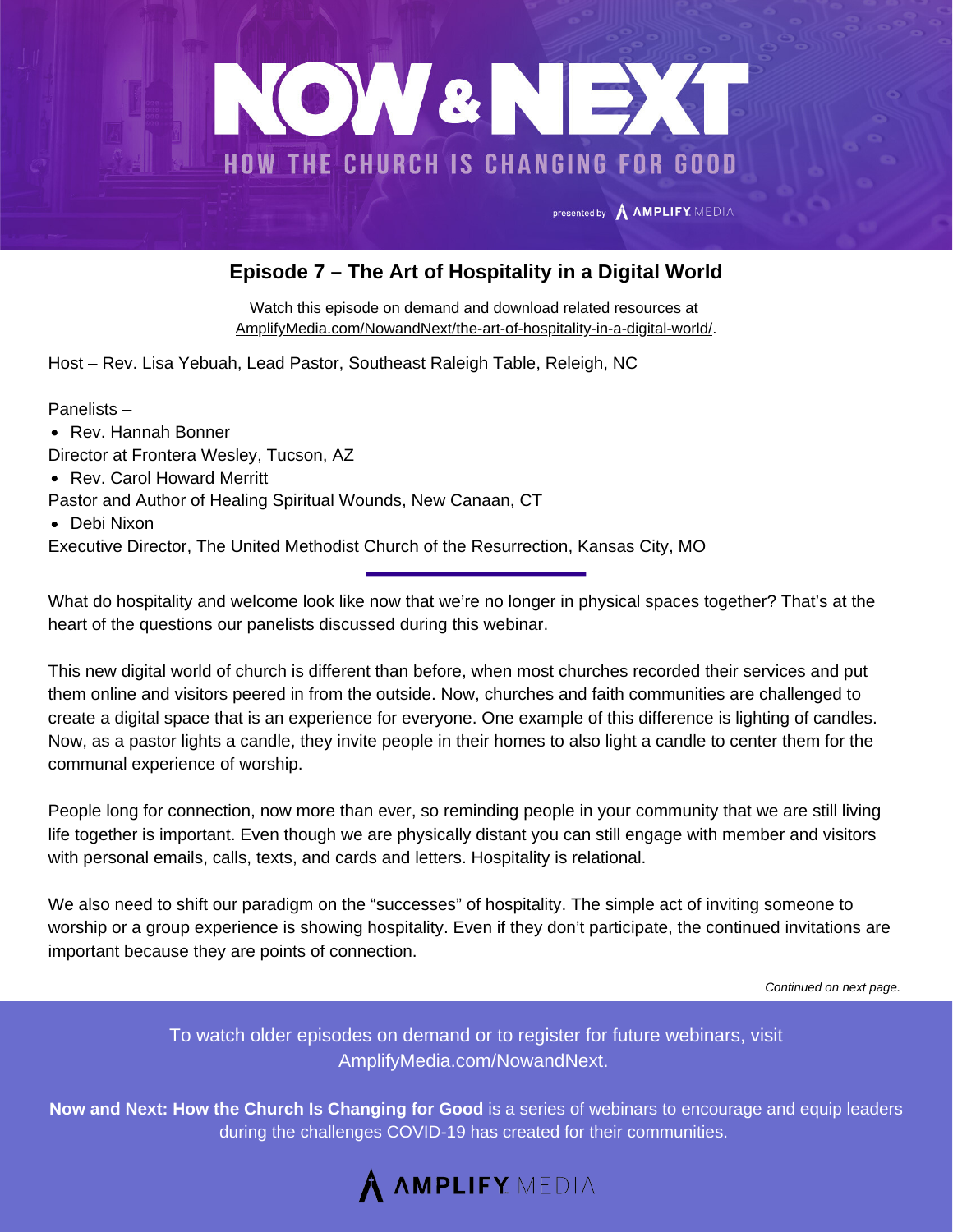# NOW & NEXT

## HOW THE CHURCH IS CHANGING FOR GOOD

presented by AMPLIFY MEDIA

## Episode 7 – The Art of Hospitality in a Digital World

Watch this episode on demand and download related resources at AmplifyMedia.com/NowandNext/the-art-of-hospitality-in-a-digital-world/.

Host – Rev. Lisa Yebuah, Lead Pastor, Southeast Raleigh Table, Releigh, NC

Panelists –

- Rev. Hannah Bonner

Director at Frontera Wesley, Tucson, AZ

- Rev. Carol Howard Merritt

Pastor and Author of Healing Spiritual Wounds, New Canaan, CT

- Debi Nixon

Executive Director, The United Methodist Church of the Resurrection, Kansas City, MO

---

What do hospitality and welcome look like now that we're no longer in physical spaces together? That's at the heart of the questions our panelists discussed during this webinar.

This new digital world of church is different than before, when most churches recorded their services and put them online and visitors peered in from the outside. Now, churches and faith communities are challenged to create a digital space that is an experience for everyone. One example of this difference is lighting of candles. Now, as a pastor lights a candle, they invite people in their homes to also light a candle to center them for the communal experience of worship.

People long for connection, now more than ever, so reminding people in your community that we are still living life together is important. Even though we are physically distant you can still engage with member and visitors with personal emails, calls, texts, and cards and letters. Hospitality is relational.

We also need to shift our paradigm on the "successes" of hospitality. The simple act of inviting someone to worship or a group experience is showing hospitality. Even if they don't participate, the continued invitations are important because they are points of connection.

*Continued on next page.*

To watch older episodes on demand or to register for future webinars, visit AmplifyMedia.com/NowandNext.

**Now and Next: How the Church Is Changing for Good** is a series of webinars to encourage and equip leaders during the challenges COVID-19 has created for their communities.

AMPLIFY MEDIA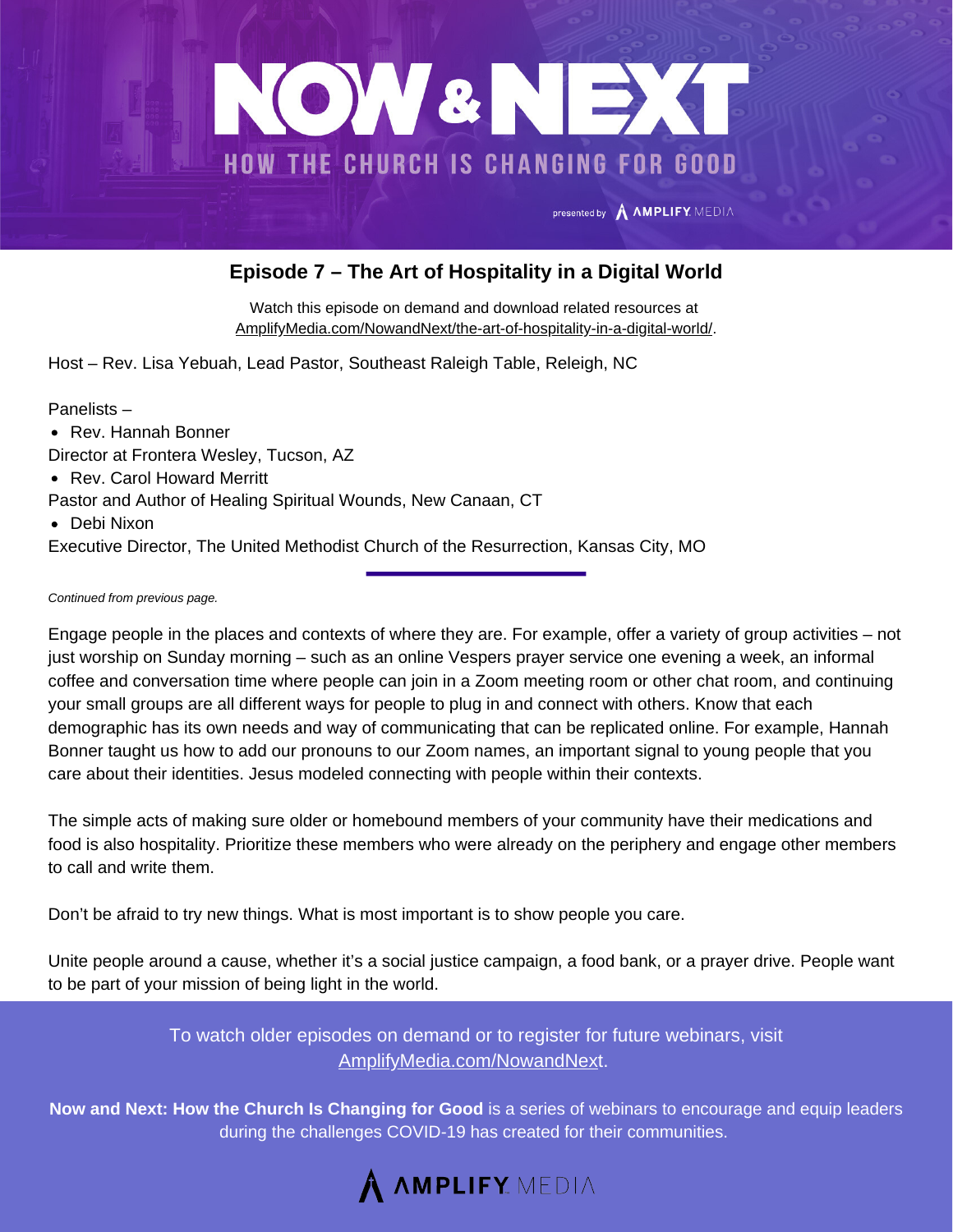# NOW & NEXT

## HOW THE CHURCH IS CHANGING FOR GOOD

presented by AMPLIFY MEDIA

### Episode 7 – The Art of Hospitality in a Digital World

Watch this episode on demand and download related resources at AmplifyMedia.com/NowandNext/the-art-of-hospitality-in-a-digital-world/.

Host – Rev. Lisa Yebuah, Lead Pastor, Southeast Raleigh Table, Releigh, NC

Panelists –

- Rev. Hannah Bonner

Director at Frontera Wesley, Tucson, AZ

- Rev. Carol Howard Merritt

Pastor and Author of Healing Spiritual Wounds, New Canaan, CT

- Debi Nixon

Executive Director, The United Methodist Church of the Resurrection, Kansas City, MO

*Continued from previous page.*

Engage people in the places and contexts of where they are. For example, offer a variety of group activities – not just worship on Sunday morning – such as an online Vespers prayer service one evening a week, an informal coffee and conversation time where people can join in a Zoom meeting room or other chat room, and continuing your small groups are all different ways for people to plug in and connect with others. Know that each demographic has its own needs and way of communicating that can be replicated online. For example, Hannah Bonner taught us how to add our pronouns to our Zoom names, an important signal to young people that you care about their identities. Jesus modeled connecting with people within their contexts.

The simple acts of making sure older or homebound members of your community have their medications and food is also hospitality. Prioritize these members who were already on the periphery and engage other members to call and write them.

Don't be afraid to try new things. What is most important is to show people you care.

Unite people around a cause, whether it's a social justice campaign, a food bank, or a prayer drive. People want to be part of your mission of being light in the world.

To watch older episodes on demand or to register for future webinars, visit AmplifyMedia.com/NowandNext.

**Now and Next: How the Church Is Changing for Good** is a series of webinars to encourage and equip leaders during the challenges COVID-19 has created for their communities.

AMPLIFY MEDIA